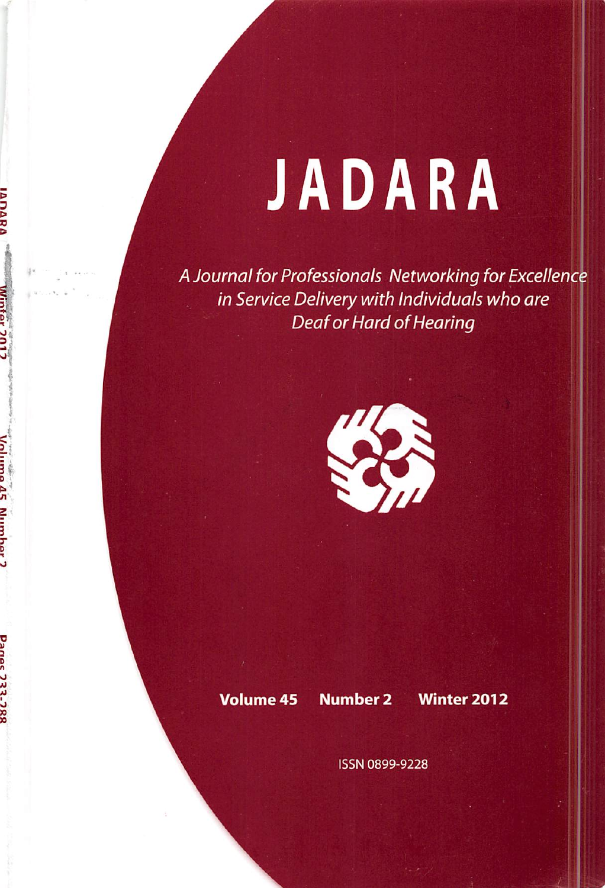# JADARA

*A Journal for Professionals Networking for Excellence in Service Delivery with Individuals who are Deaf or Hard of Hearing*

**Volume 45 Number 2 Winter 2012**

ISSN 0899-9228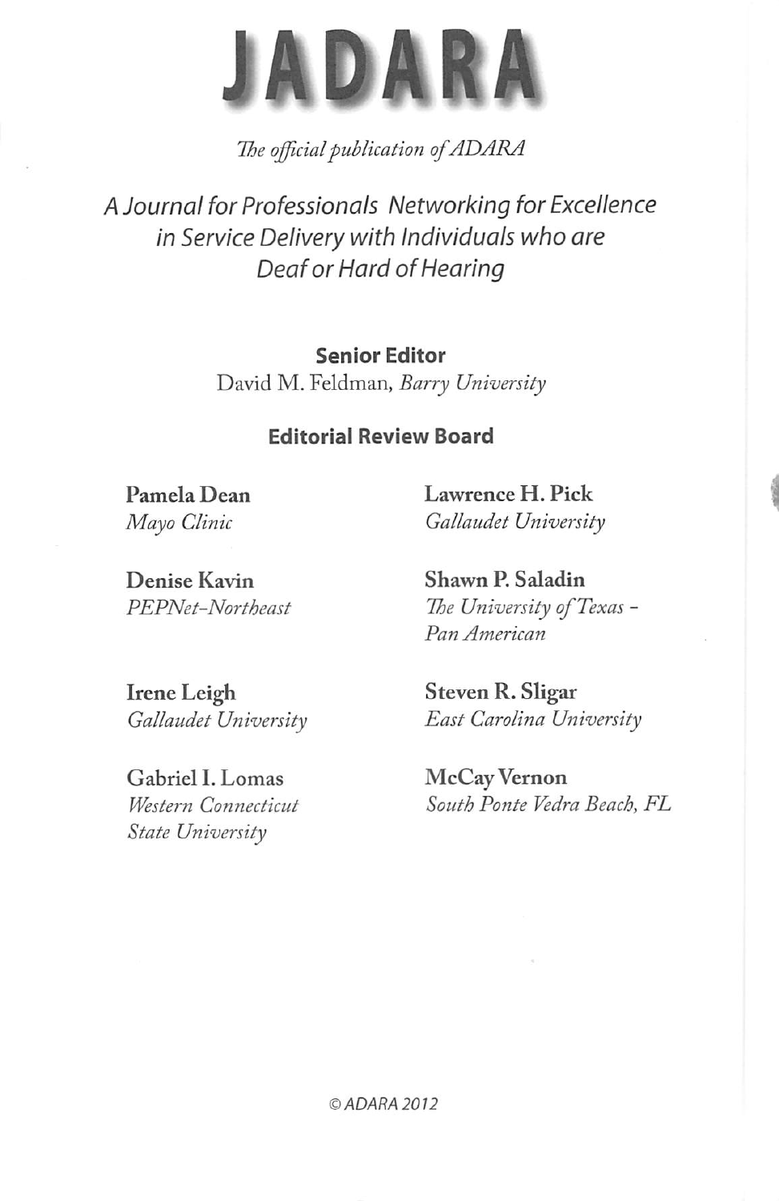# JADARA

*The official publication of ADARA*

*A Journal for Professionals Networking for Excellence in Service Delivery with Individuals who are Deaf or Hard of Hearing*

**Senior Editor**

David M. Feldman, *Barry University*

**Editorial Review Board**

**Pamela Dean**
*Mayo Clinic*

**Denise Kavin**
*PEPNet-Northeast*

**Irene Leigh**
*Gallaudet University*

Gabriel I. Lomas
*Western Connecticut State University*

**Lawrence H. Pick**
*Gallaudet University*

**Shawn P. Saladin**
*The University of Texas - Pan American*

**Steven R. Sligar**
*East Carolina University*

**McCay Vernon**
*South Ponte Vedra Beach, FL*

© ADARA 2012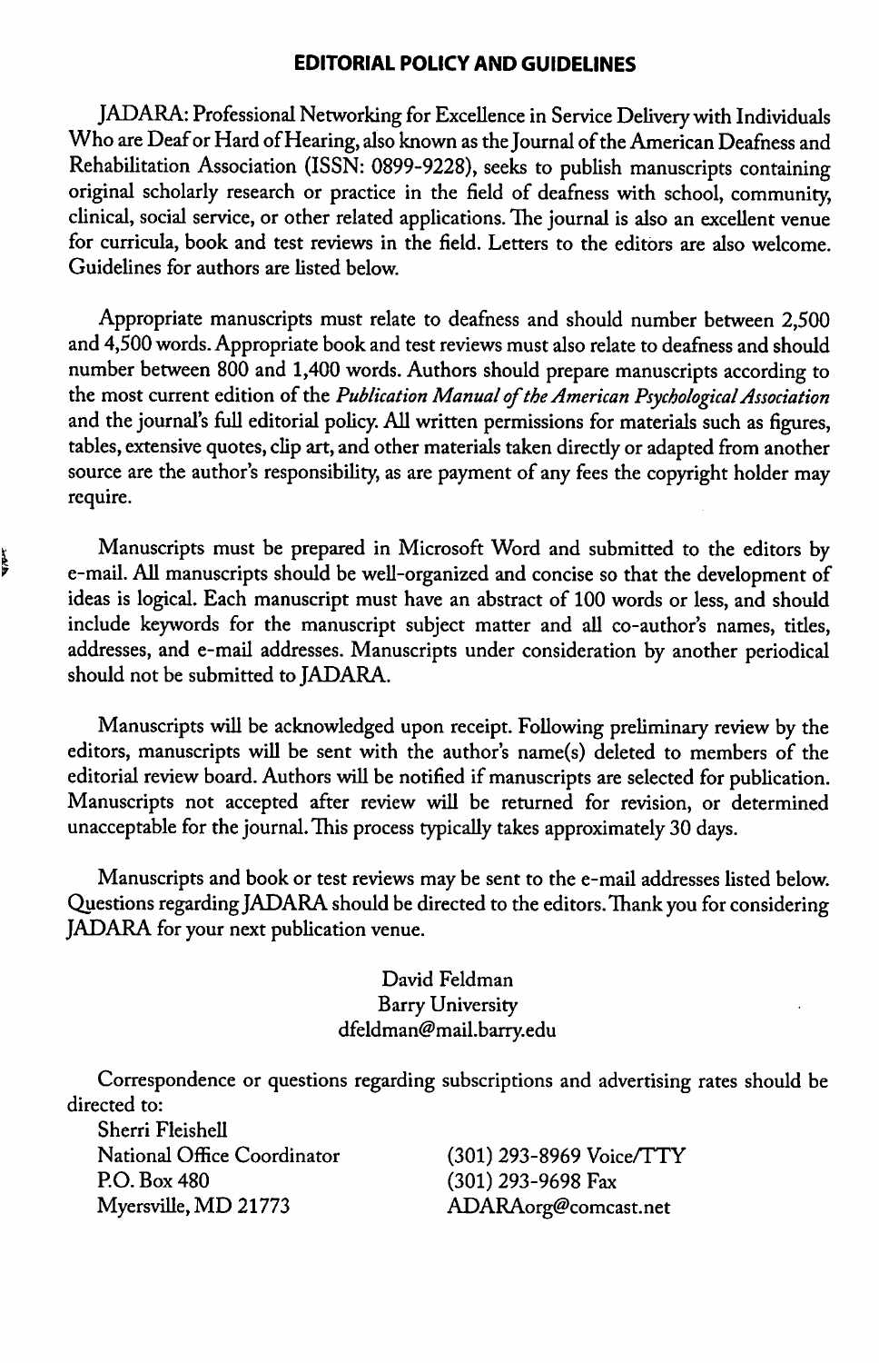## EDITORIAL POLICY AND GUIDELINES

JADARA: Professional Networking for Excellence in Service Delivery with Individuals Who are Deaf or Hard of Hearing, also known as the Journal of the American Deafness and Rehabilitation Association (ISSN: 0899-9228), seeks to publish manuscripts containing original scholarly research or practice in the field of deafness with school, community, clinical, social service, or other related applications. The journal is also an excellent venue for curricula, book and test reviews in the field. Letters to the editors are also welcome. Guidelines for authors are listed below.

Appropriate manuscripts must relate to deafness and should number between 2,500 and 4,500 words. Appropriate book and test reviews must also relate to deafness and should number between 800 and 1,400 words. Authors should prepare manuscripts according to the most current edition of the *Publication Manual of the American Psychological Association* and the journal's full editorial policy. All written permissions for materials such as figures, tables, extensive quotes, clip art, and other materials taken directly or adapted from another source are the author's responsibility, as are payment of any fees the copyright holder may require.

Manuscripts must be prepared in Microsoft Word and submitted to the editors by e-mail. All manuscripts should be well-organized and concise so that the development of ideas is logical. Each manuscript must have an abstract of 100 words or less, and should include keywords for the manuscript subject matter and all co-author's names, titles, addresses, and e-mail addresses. Manuscripts under consideration by another periodical should not be submitted to JADARA.

Manuscripts will be acknowledged upon receipt. Following preliminary review by the editors, manuscripts will be sent with the author's name(s) deleted to members of the editorial review board. Authors will be notified if manuscripts are selected for publication. Manuscripts not accepted after review will be returned for revision, or determined unacceptable for the journal. This process typically takes approximately 30 days.

Manuscripts and book or test reviews may be sent to the e-mail addresses listed below. Questions regarding JADARA should be directed to the editors. Thank you for considering JADARA for your next publication venue.

David Feldman
Barry University
dfeldman@mail.barry.edu

Correspondence or questions regarding subscriptions and advertising rates should be directed to:

Sherri Fleishell
National Office Coordinator
P.O. Box 480
Myersville, MD 21773

(301) 293-8969 Voice/TTY
(301) 293-9698 Fax
ADARAorg@comcast.net